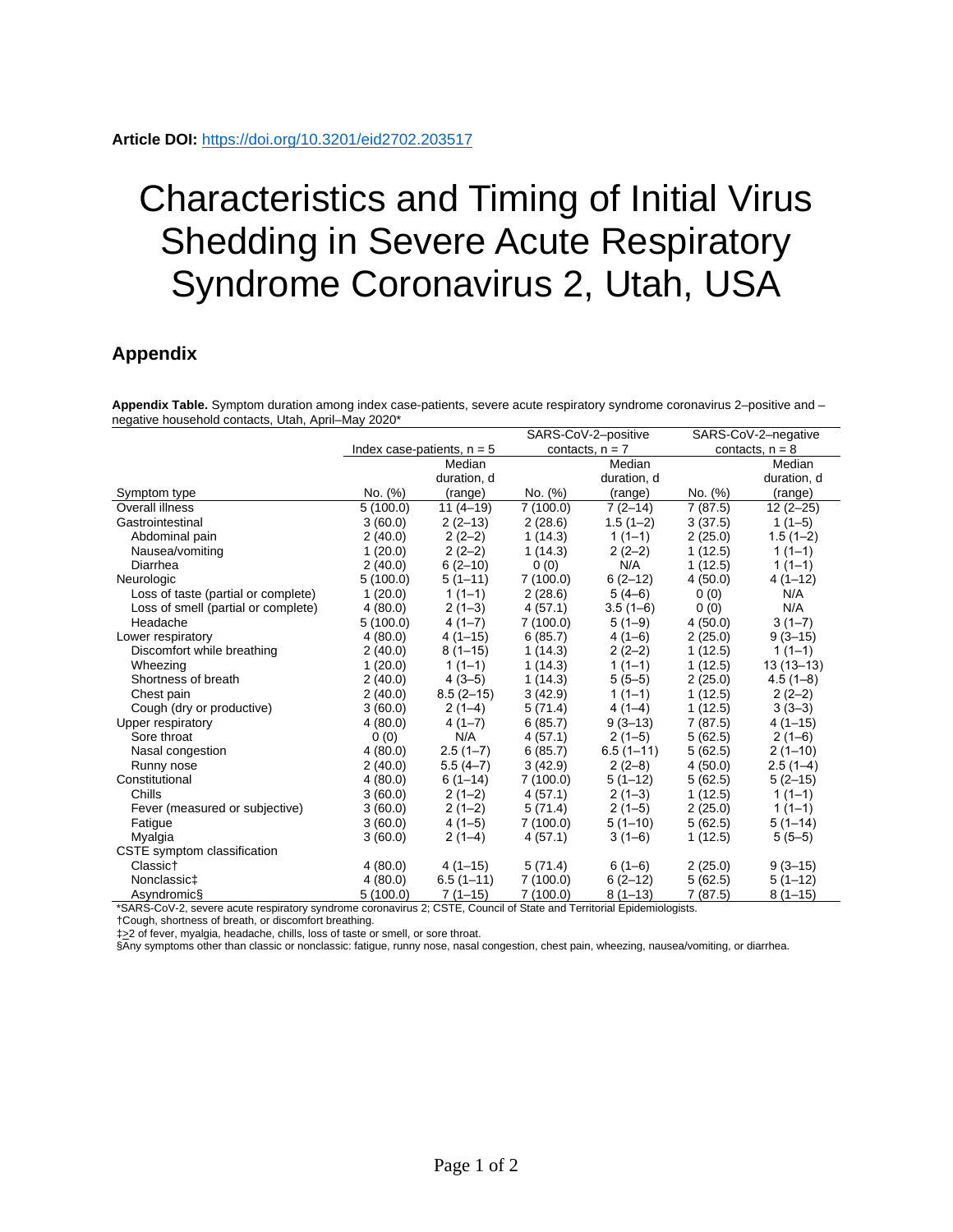**Article DOI:** https://doi.org/10.3201/eid2702.203517

# Characteristics and Timing of Initial Virus Shedding in Severe Acute Respiratory Syndrome Coronavirus 2, Utah, USA

## Appendix

**Appendix Table.** Symptom duration among index case-patients, severe acute respiratory syndrome coronavirus 2–positive and –negative household contacts, Utah, April–May 2020*

| | Index case-patients, n = 5 | | SARS-CoV-2–positive contacts, n = 7 | | SARS-CoV-2–negative contacts, n = 8 | |
|---|---|---|---|---|---|---|
| Symptom type | No. (%) | Median duration, d (range) | No. (%) | Median duration, d (range) | No. (%) | Median duration, d (range) |
| Overall illness | 5 (100.0) | 11 (4–19) | 7 (100.0) | 7 (2–14) | 7 (87.5) | 12 (2–25) |
| Gastrointestinal | 3 (60.0) | 2 (2–13) | 2 (28.6) | 1.5 (1–2) | 3 (37.5) | 1 (1–5) |
| Abdominal pain | 2 (40.0) | 2 (2–2) | 1 (14.3) | 1 (1–1) | 2 (25.0) | 1.5 (1–2) |
| Nausea/vomiting | 1 (20.0) | 2 (2–2) | 1 (14.3) | 2 (2–2) | 1 (12.5) | 1 (1–1) |
| Diarrhea | 2 (40.0) | 6 (2–10) | 0 (0) | N/A | 1 (12.5) | 1 (1–1) |
| Neurologic | 5 (100.0) | 5 (1–11) | 7 (100.0) | 6 (2–12) | 4 (50.0) | 4 (1–12) |
| Loss of taste (partial or complete) | 1 (20.0) | 1 (1–1) | 2 (28.6) | 5 (4–6) | 0 (0) | N/A |
| Loss of smell (partial or complete) | 4 (80.0) | 2 (1–3) | 4 (57.1) | 3.5 (1–6) | 0 (0) | N/A |
| Headache | 5 (100.0) | 4 (1–7) | 7 (100.0) | 5 (1–9) | 4 (50.0) | 3 (1–7) |
| Lower respiratory | 4 (80.0) | 4 (1–15) | 6 (85.7) | 4 (1–6) | 2 (25.0) | 9 (3–15) |
| Discomfort while breathing | 2 (40.0) | 8 (1–15) | 1 (14.3) | 2 (2–2) | 1 (12.5) | 1 (1–1) |
| Wheezing | 1 (20.0) | 1 (1–1) | 1 (14.3) | 1 (1–1) | 1 (12.5) | 13 (13–13) |
| Shortness of breath | 2 (40.0) | 4 (3–5) | 1 (14.3) | 5 (5–5) | 2 (25.0) | 4.5 (1–8) |
| Chest pain | 2 (40.0) | 8.5 (2–15) | 3 (42.9) | 1 (1–1) | 1 (12.5) | 2 (2–2) |
| Cough (dry or productive) | 3 (60.0) | 2 (1–4) | 5 (71.4) | 4 (1–4) | 1 (12.5) | 3 (3–3) |
| Upper respiratory | 4 (80.0) | 4 (1–7) | 6 (85.7) | 9 (3–13) | 7 (87.5) | 4 (1–15) |
| Sore throat | 0 (0) | N/A | 4 (57.1) | 2 (1–5) | 5 (62.5) | 2 (1–6) |
| Nasal congestion | 4 (80.0) | 2.5 (1–7) | 6 (85.7) | 6.5 (1–11) | 5 (62.5) | 2 (1–10) |
| Runny nose | 2 (40.0) | 5.5 (4–7) | 3 (42.9) | 2 (2–8) | 4 (50.0) | 2.5 (1–4) |
| Constitutional | 4 (80.0) | 6 (1–14) | 7 (100.0) | 5 (1–12) | 5 (62.5) | 5 (2–15) |
| Chills | 3 (60.0) | 2 (1–2) | 4 (57.1) | 2 (1–3) | 1 (12.5) | 1 (1–1) |
| Fever (measured or subjective) | 3 (60.0) | 2 (1–2) | 5 (71.4) | 2 (1–5) | 2 (25.0) | 1 (1–1) |
| Fatigue | 3 (60.0) | 4 (1–5) | 7 (100.0) | 5 (1–10) | 5 (62.5) | 5 (1–14) |
| Myalgia | 3 (60.0) | 2 (1–4) | 4 (57.1) | 3 (1–6) | 1 (12.5) | 5 (5–5) |
| CSTE symptom classification | | | | | | |
| Classic† | 4 (80.0) | 4 (1–15) | 5 (71.4) | 6 (1–6) | 2 (25.0) | 9 (3–15) |
| Nonclassic‡ | 4 (80.0) | 6.5 (1–11) | 7 (100.0) | 6 (2–12) | 5 (62.5) | 5 (1–12) |
| Asyndromic§ | 5 (100.0) | 7 (1–15) | 7 (100.0) | 8 (1–13) | 7 (87.5) | 8 (1–15) |

*SARS-CoV-2, severe acute respiratory syndrome coronavirus 2; CSTE, Council of State and Territorial Epidemiologists.
†Cough, shortness of breath, or discomfort breathing.
‡≥2 of fever, myalgia, headache, chills, loss of taste or smell, or sore throat.
§Any symptoms other than classic or nonclassic: fatigue, runny nose, nasal congestion, chest pain, wheezing, nausea/vomiting, or diarrhea.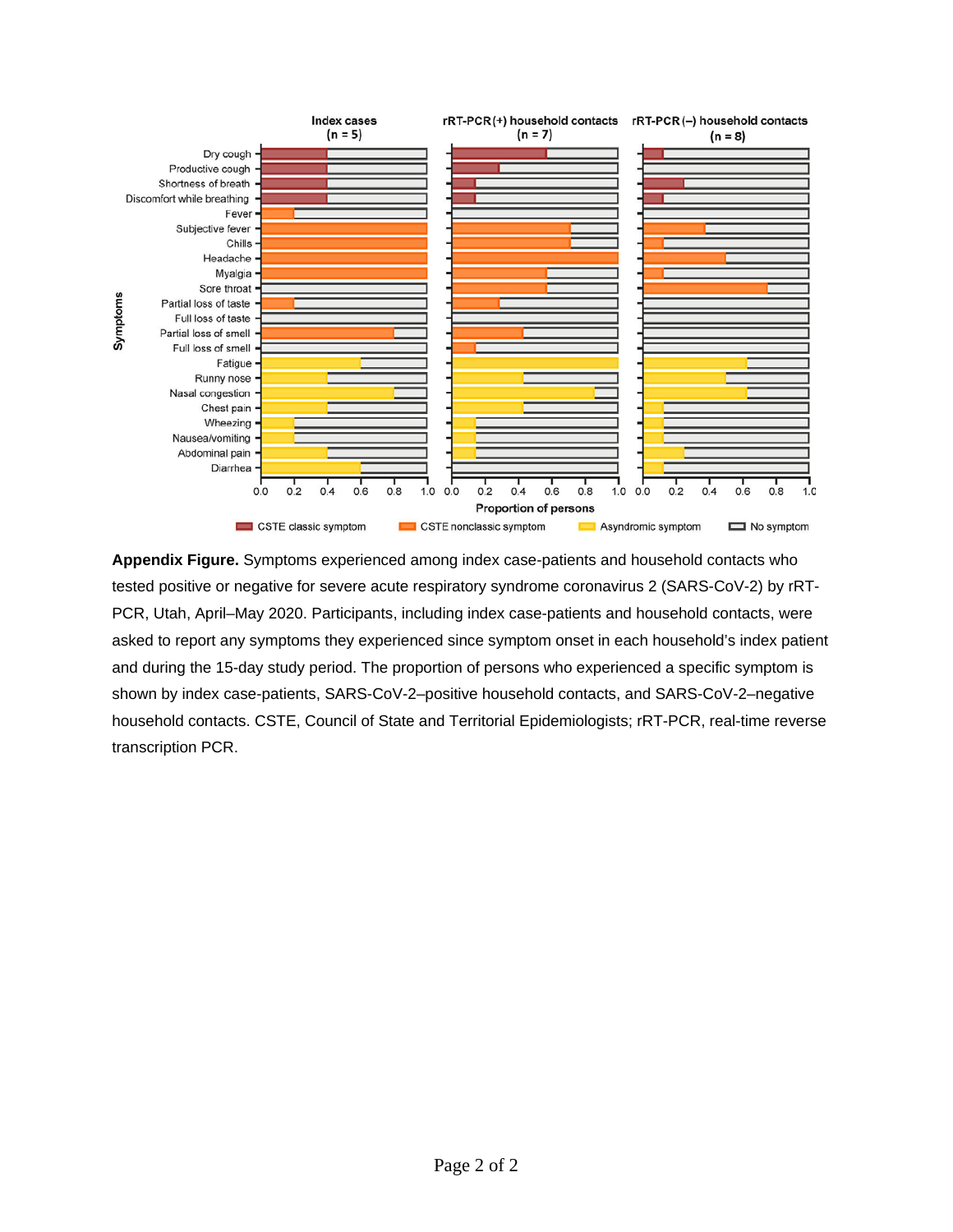Index cases
(n = 5)

rRT-PCR (+) household contacts
(n = 7)

rRT-PCR (–) household contacts
(n = 8)

Symptoms

Dry cough
Productive cough
Shortness of breath
Discomfort while breathing
Fever
Subjective fever
Chills
Headache
Myalgia
Sore throat
Partial loss of taste
Full loss of taste
Partial loss of smell
Full loss of smell
Fatigue
Runny nose
Nasal congestion
Chest pain
Wheezing
Nausea/vomiting
Abdominal pain
Diarrhea

0.0 0.2 0.4 0.6 0.8 1.0 0.0 0.2 0.4 0.6 0.8 1.0 0.0 0.2 0.4 0.6 0.8 1.0

Proportion of persons

CSTE classic symptom
CSTE nonclassic symptom
Asyndromic symptom
No symptom

**Appendix Figure.** Symptoms experienced among index case-patients and household contacts who tested positive or negative for severe acute respiratory syndrome coronavirus 2 (SARS-CoV-2) by rRT-PCR, Utah, April–May 2020. Participants, including index case-patients and household contacts, were asked to report any symptoms they experienced since symptom onset in each household's index patient and during the 15-day study period. The proportion of persons who experienced a specific symptom is shown by index case-patients, SARS-CoV-2–positive household contacts, and SARS-CoV-2–negative household contacts. CSTE, Council of State and Territorial Epidemiologists; rRT-PCR, real-time reverse transcription PCR.